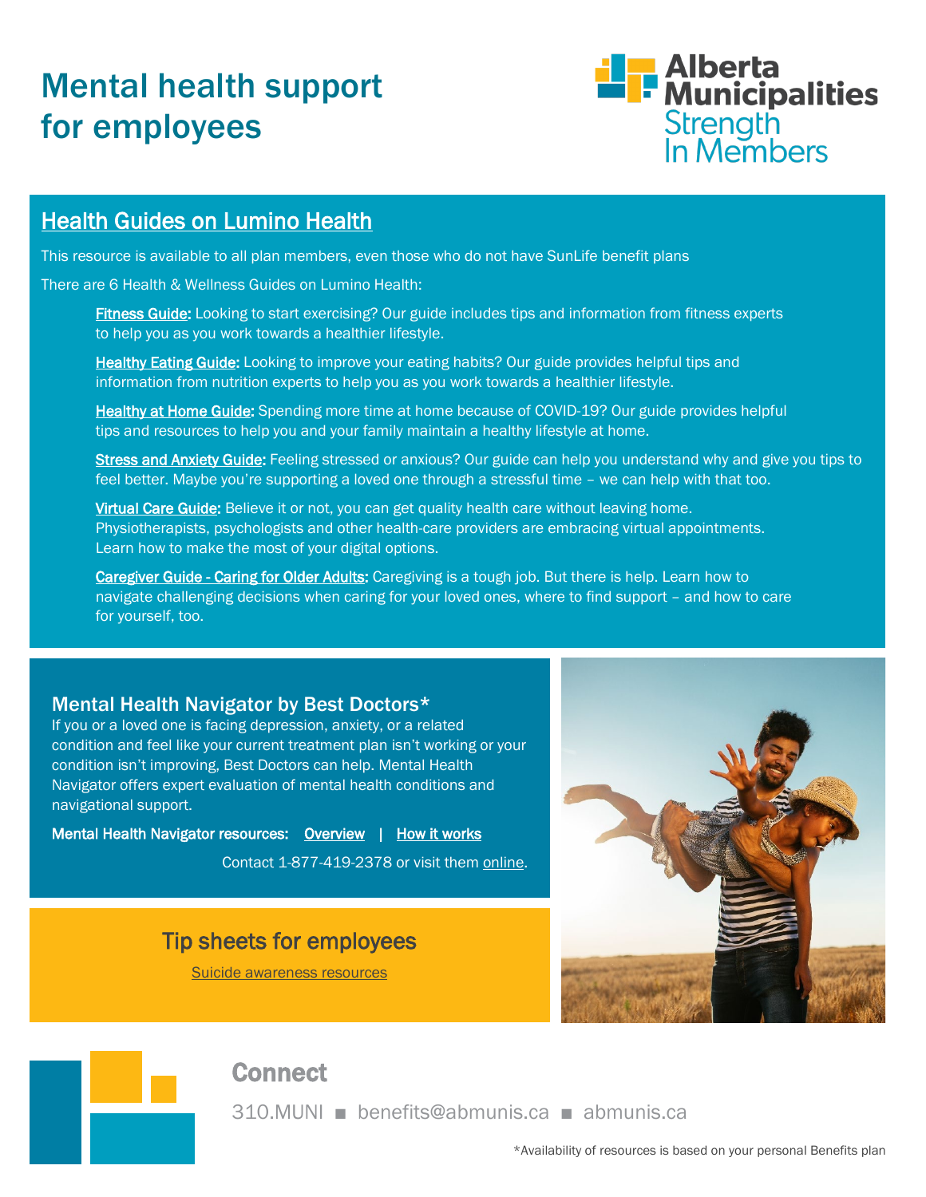# Mental health support for employees

Alberta Municipalities
Strength In Members

## Health Guides on Lumino Health

This resource is available to all plan members, even those who do not have SunLife benefit plans

There are 6 Health & Wellness Guides on Lumino Health:

- **Fitness Guide:** Looking to start exercising? Our guide includes tips and information from fitness experts to help you as you work towards a healthier lifestyle.
- **Healthy Eating Guide:** Looking to improve your eating habits? Our guide provides helpful tips and information from nutrition experts to help you as you work towards a healthier lifestyle.
- **Healthy at Home Guide:** Spending more time at home because of COVID-19? Our guide provides helpful tips and resources to help you and your family maintain a healthy lifestyle at home.
- **Stress and Anxiety Guide:** Feeling stressed or anxious? Our guide can help you understand why and give you tips to feel better. Maybe you're supporting a loved one through a stressful time – we can help with that too.
- **Virtual Care Guide:** Believe it or not, you can get quality health care without leaving home. Physiotherapists, psychologists and other health-care providers are embracing virtual appointments. Learn how to make the most of your digital options.
- **Caregiver Guide - Caring for Older Adults:** Caregiving is a tough job. But there is help. Learn how to navigate challenging decisions when caring for your loved ones, where to find support – and how to care for yourself, too.

## Mental Health Navigator by Best Doctors*

If you or a loved one is facing depression, anxiety, or a related condition and feel like your current treatment plan isn't working or your condition isn't improving, Best Doctors can help. Mental Health Navigator offers expert evaluation of mental health conditions and navigational support.

**Mental Health Navigator resources:** Overview | How it works

Contact 1-877-419-2378 or visit them online.

## Tip sheets for employees

Suicide awareness resources

## Connect

310.MUNI ■ benefits@abmunis.ca ■ abmunis.ca

*Availability of resources is based on your personal Benefits plan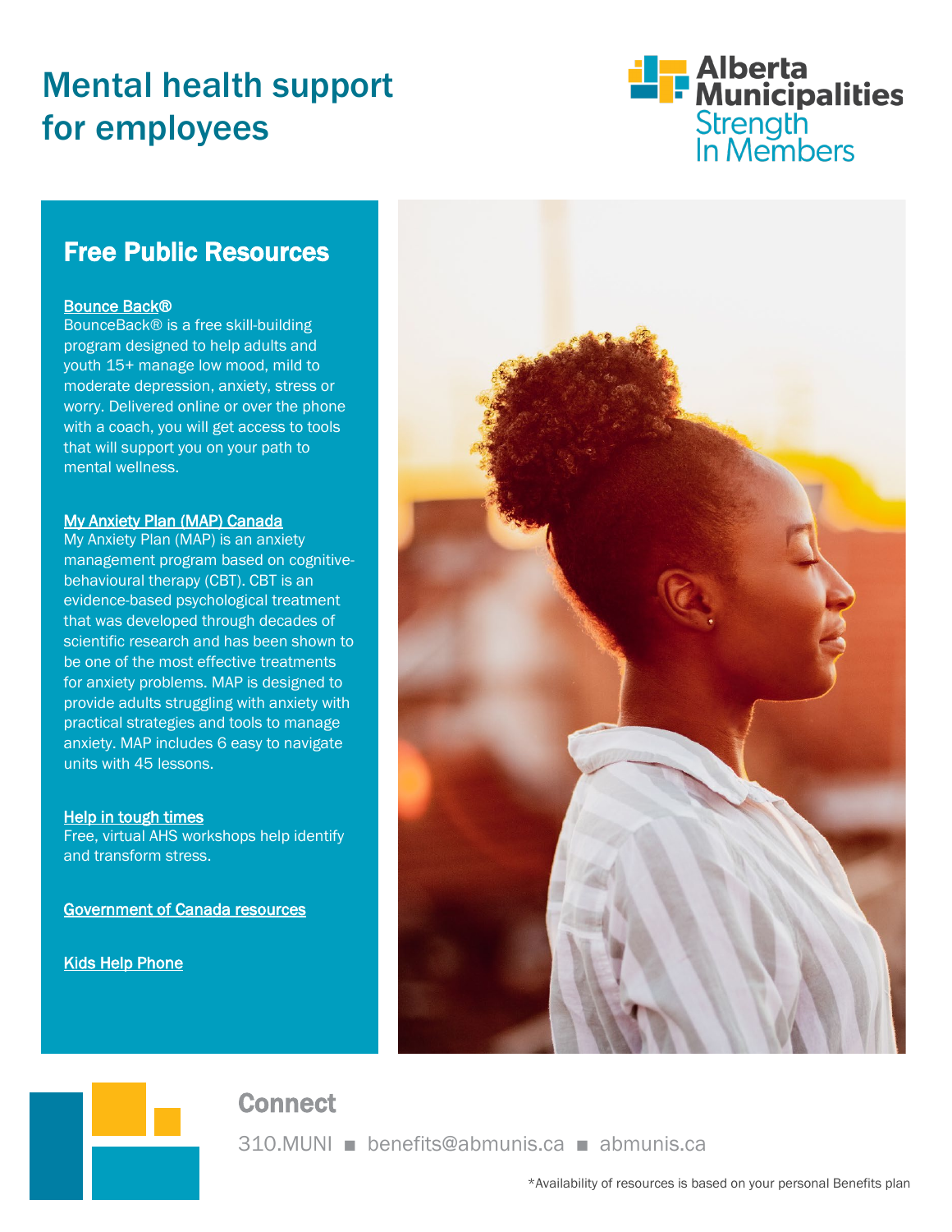# Mental health support for employees

Alberta Municipalities
Strength In Members

## Free Public Resources

**Bounce Back®**
BounceBack® is a free skill-building program designed to help adults and youth 15+ manage low mood, mild to moderate depression, anxiety, stress or worry. Delivered online or over the phone with a coach, you will get access to tools that will support you on your path to mental wellness.

**My Anxiety Plan (MAP) Canada**
My Anxiety Plan (MAP) is an anxiety management program based on cognitive-behavioural therapy (CBT). CBT is an evidence-based psychological treatment that was developed through decades of scientific research and has been shown to be one of the most effective treatments for anxiety problems. MAP is designed to provide adults struggling with anxiety with practical strategies and tools to manage anxiety. MAP includes 6 easy to navigate units with 45 lessons.

**Help in tough times**
Free, virtual AHS workshops help identify and transform stress.

**Government of Canada resources**

**Kids Help Phone**

## Connect

310.MUNI ■ benefits@abmunis.ca ■ abmunis.ca

*Availability of resources is based on your personal Benefits plan